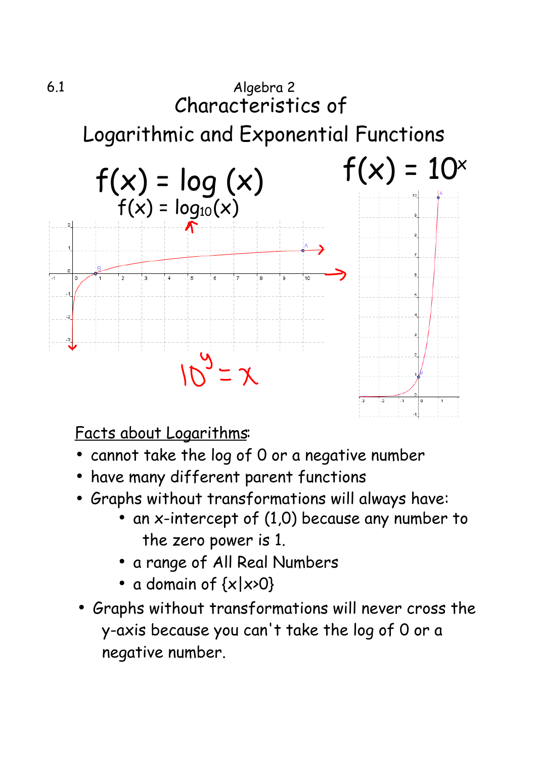6.1

Algebra 2

# Characteristics of Logarithmic and Exponential Functions

$f(x) = \log(x)$

$f(x) = \log_{10}(x)$

$f(x) = 10^x$

$10^y = x$

## Facts about Logarithms:

- cannot take the log of 0 or a negative number
- have many different parent functions
- Graphs without transformations will always have:
    - an x-intercept of (1,0) because any number to the zero power is 1.
    - a range of All Real Numbers
    - a domain of $\{x|x>0\}$
- Graphs without transformations will never cross the y-axis because you can't take the log of 0 or a negative number.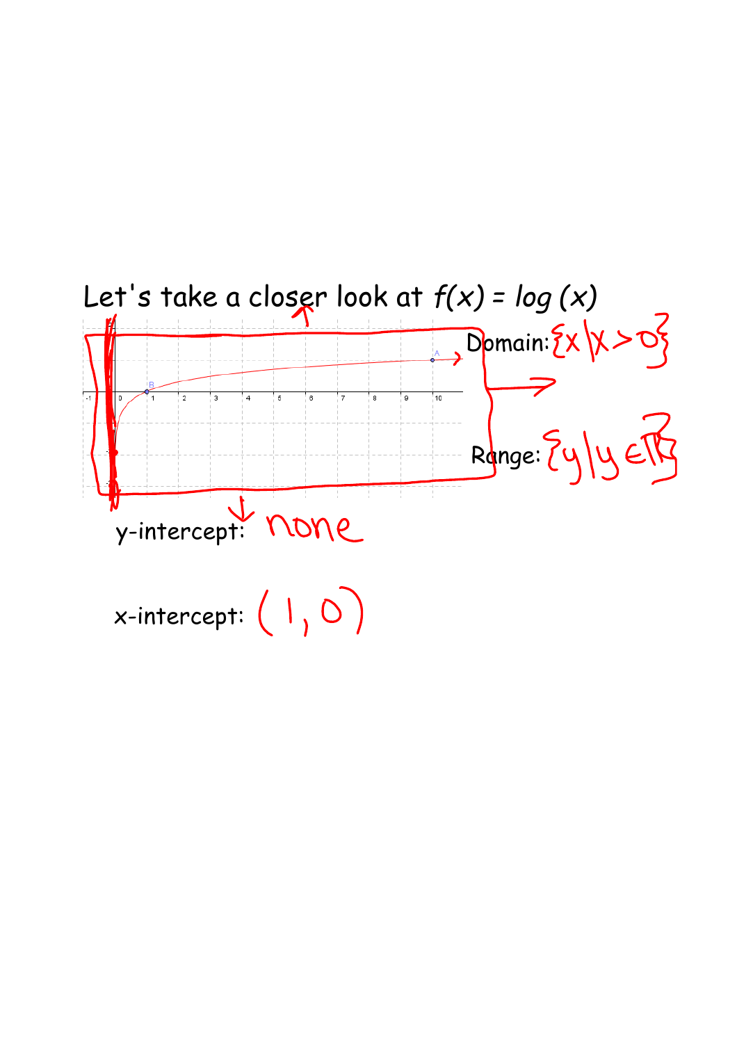Let's take a closer look at $f(x) = log\,(x)$

Domain: $\{x \mid x > 0\}$

Range: $\{y \mid y \in \mathbb{R}\}$

y-intercept: none

x-intercept: $(1, 0)$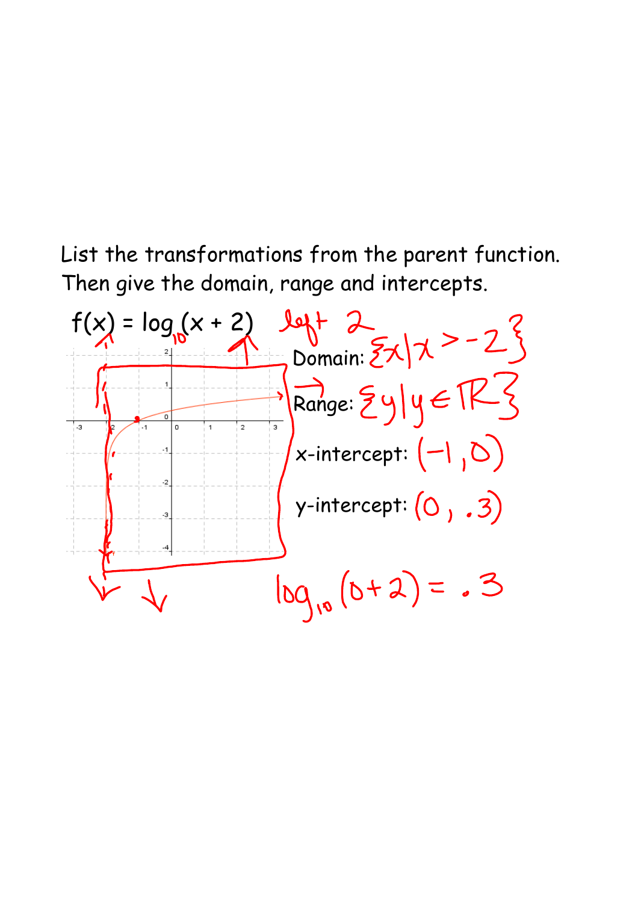List the transformations from the parent function. Then give the domain, range and intercepts.

$f(x) = \log_{10}(x + 2)$ left 2

Domain: $\{x \mid x > -2\}$

Range: $\{y \mid y \in \mathbb{R}\}$

x-intercept: $(-1, 0)$

y-intercept: $(0, .3)$

$\log_{10}(0+2) = .3$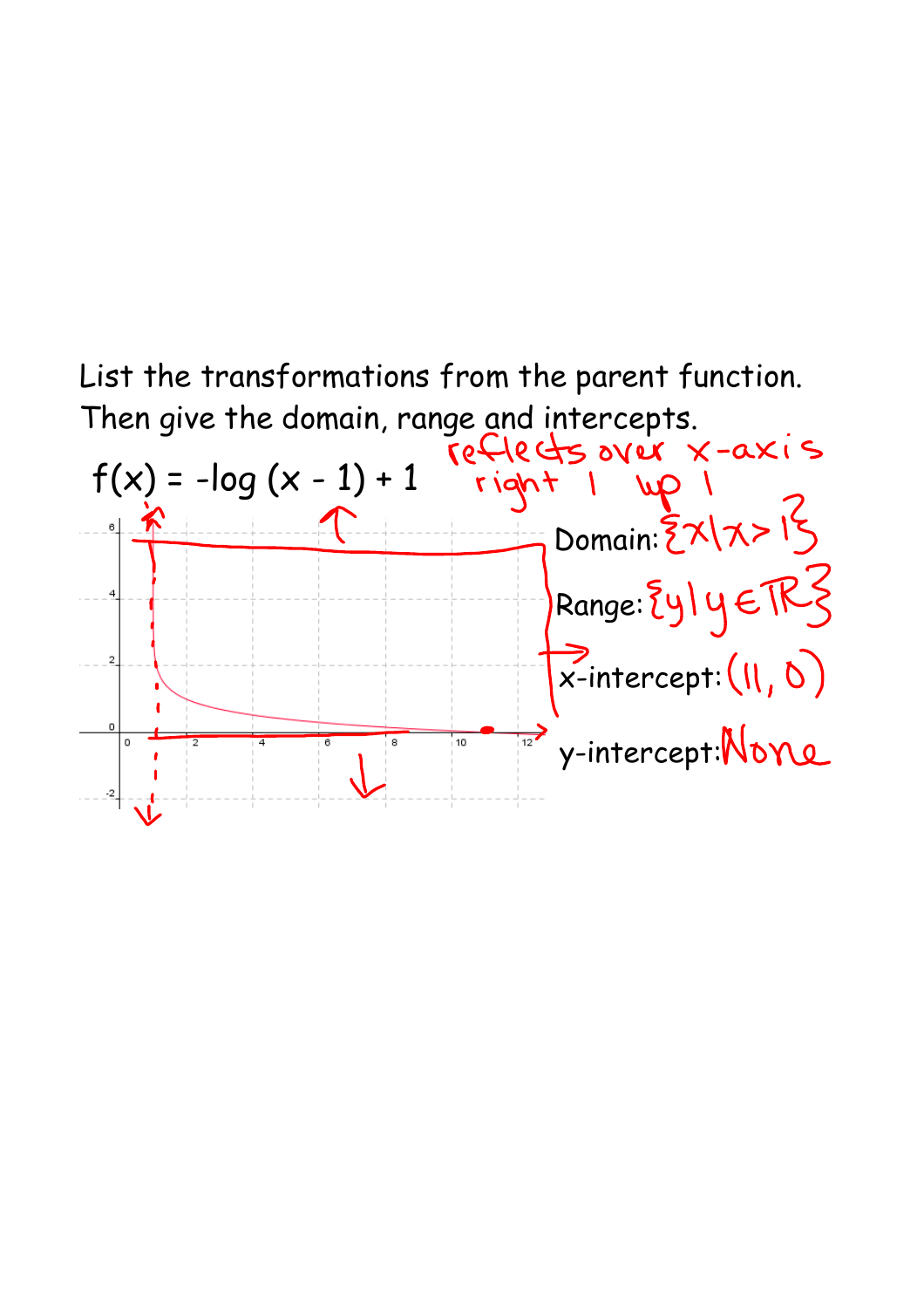List the transformations from the parent function. Then give the domain, range and intercepts.

$f(x) = -\log(x - 1) + 1$

reflects over x-axis
right 1 up 1

Domain: $\{x \mid x > 1\}$

Range: $\{y \mid y \in \mathbb{R}\}$

x-intercept: $(11, 0)$

y-intercept: None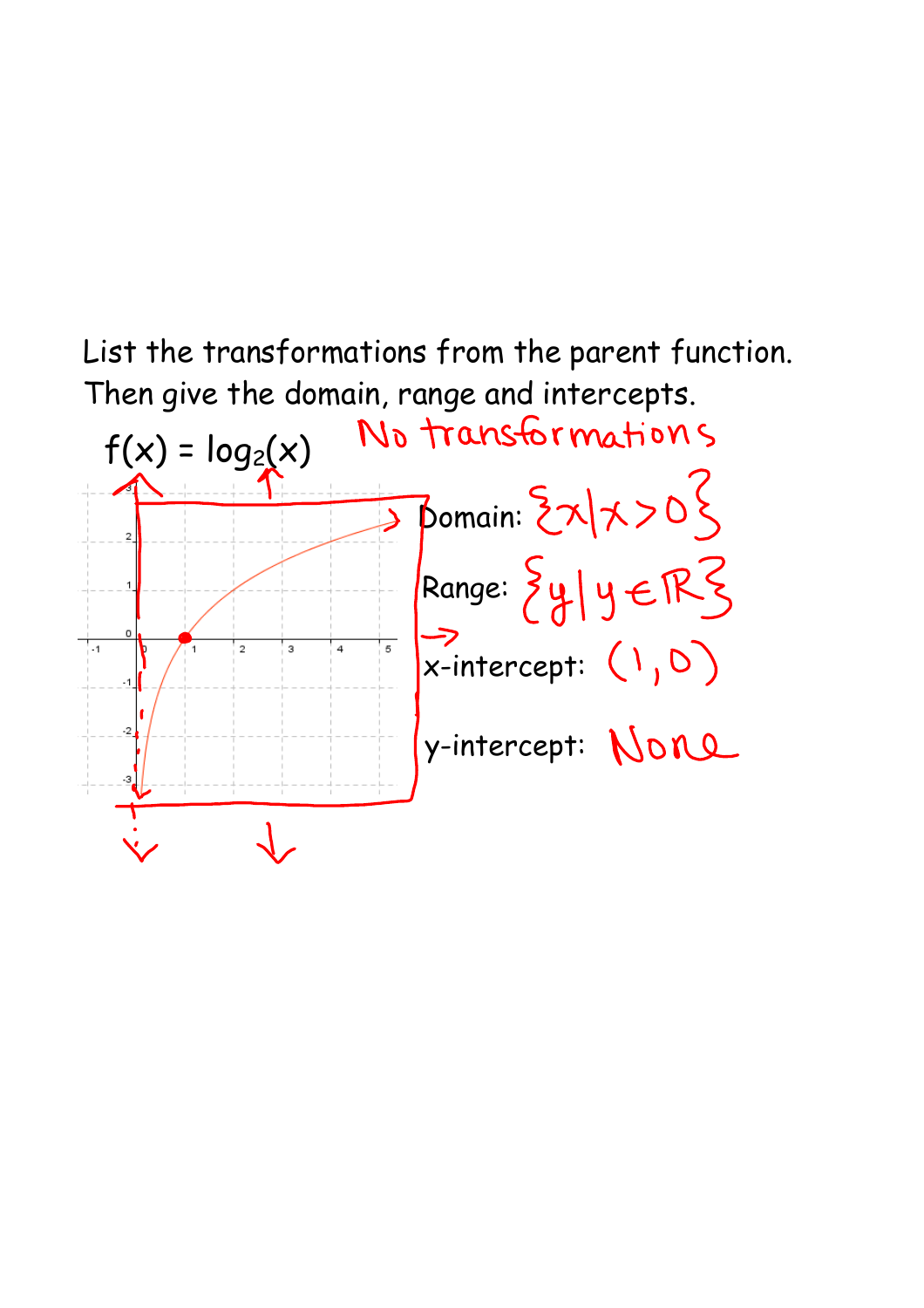List the transformations from the parent function. Then give the domain, range and intercepts.

$f(x) = \log_2(x)$ No transformations

Domain: $\{x | x > 0\}$

Range: $\{y | y \in \mathbb{R}\}$

x-intercept: $(1, 0)$

y-intercept: None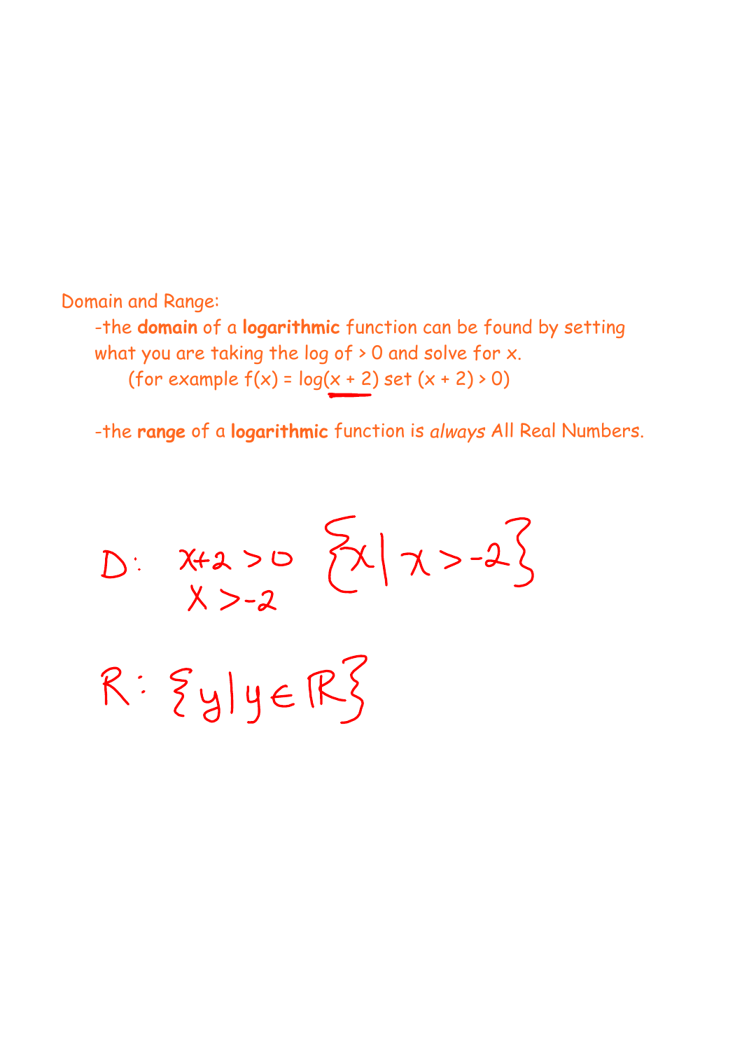Domain and Range:

-the **domain** of a **logarithmic** function can be found by setting what you are taking the log of > 0 and solve for x.

(for example $f(x) = \log(x + 2)$ set $(x + 2) > 0$)

-the **range** of a **logarithmic** function is *always* All Real Numbers.

D: $x+2 > 0$ $\{x \mid x > -2\}$

$x > -2$

R: $\{y \mid y \in \mathbb{R}\}$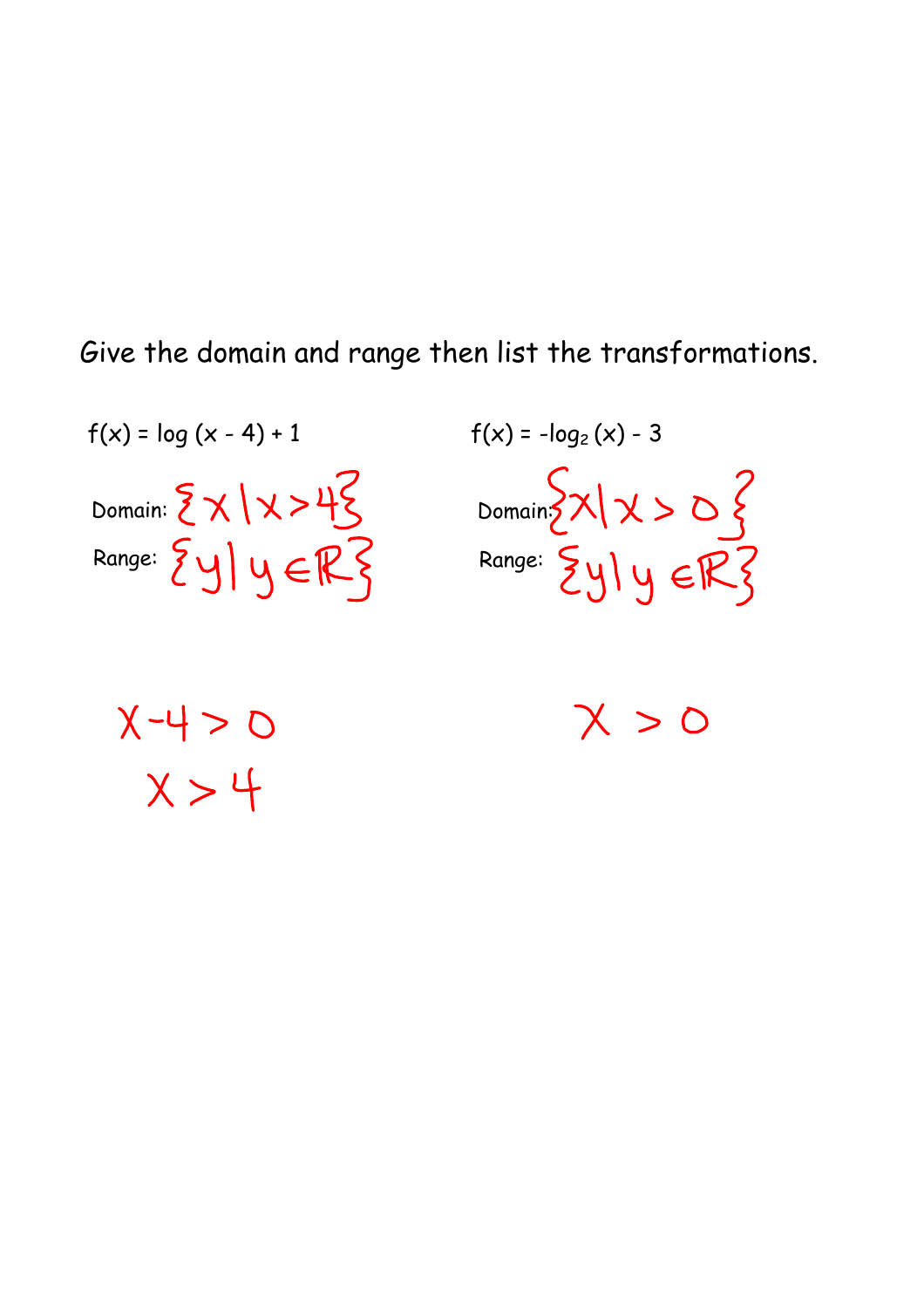Give the domain and range then list the transformations.

$f(x) = \log(x - 4) + 1$

Domain: $\{x \mid x > 4\}$

Range: $\{y \mid y \in \mathbb{R}\}$

$x - 4 > 0$

$x > 4$

$f(x) = -\log_2(x) - 3$

Domain: $\{x \mid x > 0\}$

Range: $\{y \mid y \in \mathbb{R}\}$

$x > 0$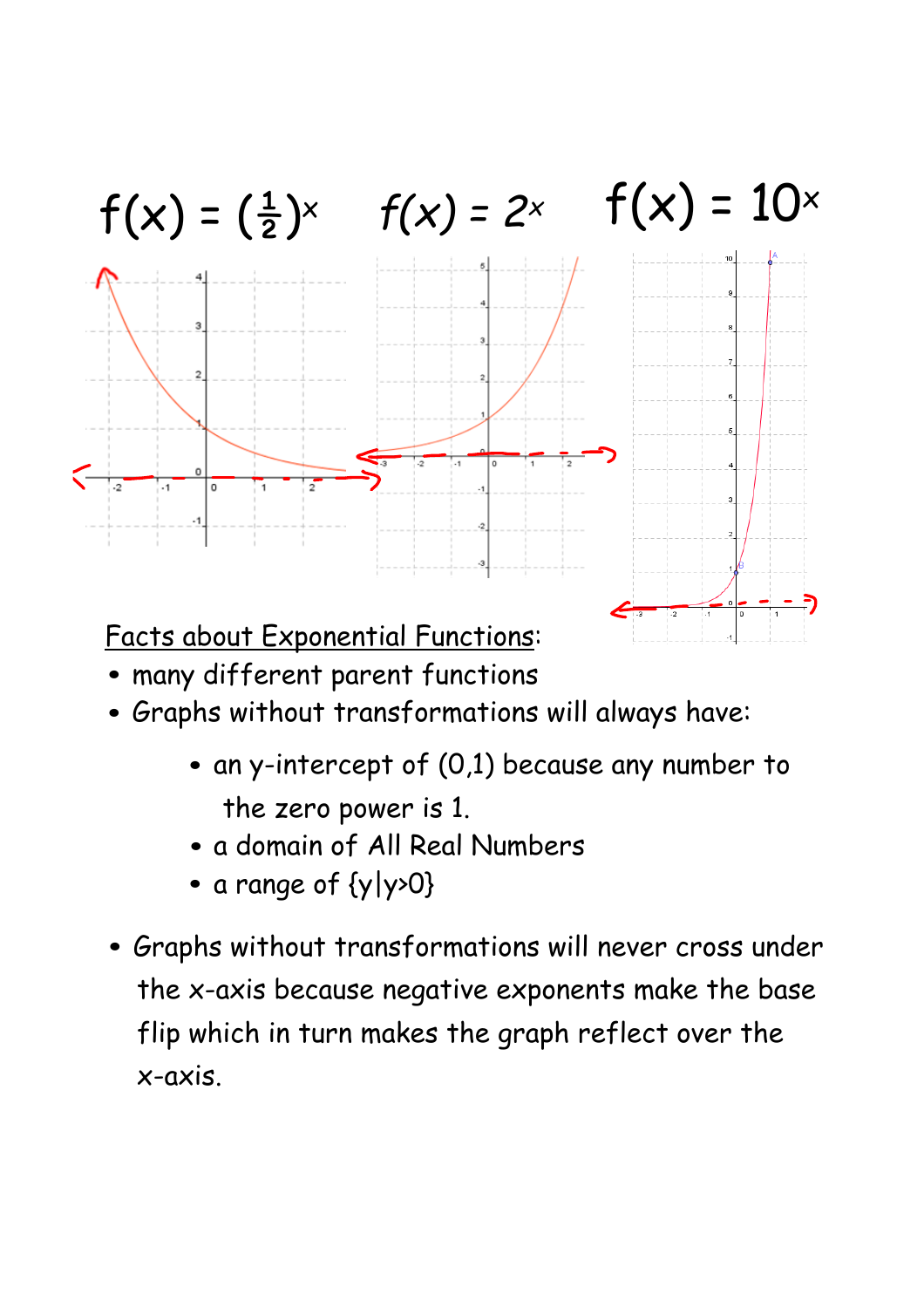$f(x) = (\frac{1}{2})^x$ $f(x) = 2^x$ $f(x) = 10^x$

Facts about Exponential Functions:

- many different parent functions
- Graphs without transformations will always have:
    - an y-intercept of (0,1) because any number to the zero power is 1.
    - a domain of All Real Numbers
    - a range of $\{y|y>0\}$

- Graphs without transformations will never cross under the x-axis because negative exponents make the base flip which in turn makes the graph reflect over the x-axis.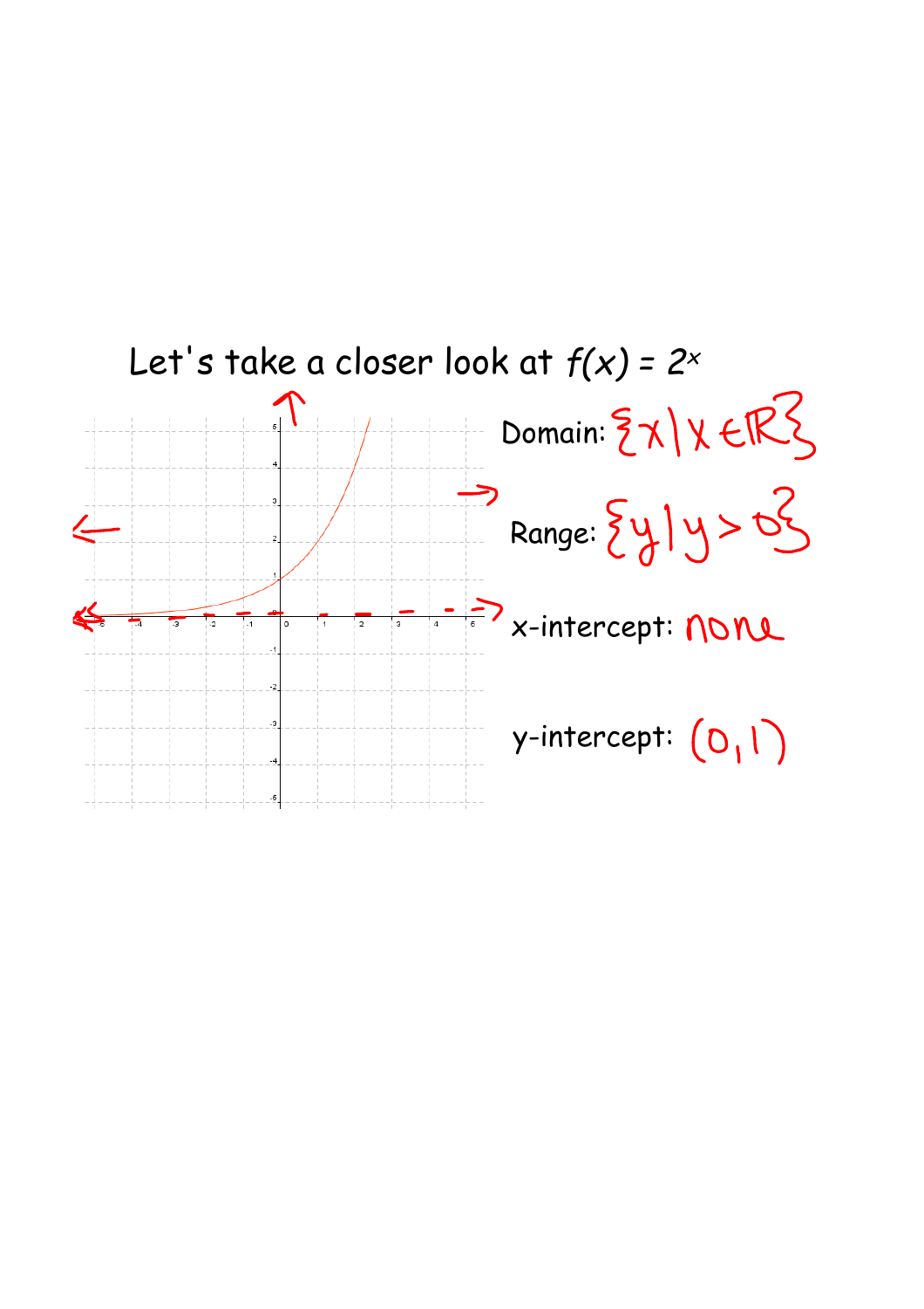# Let's take a closer look at $f(x) = 2^x$

Domain: $\{x \mid x \in \mathbb{R}\}$

Range: $\{y \mid y > 0\}$

x-intercept: none

y-intercept: $(0, 1)$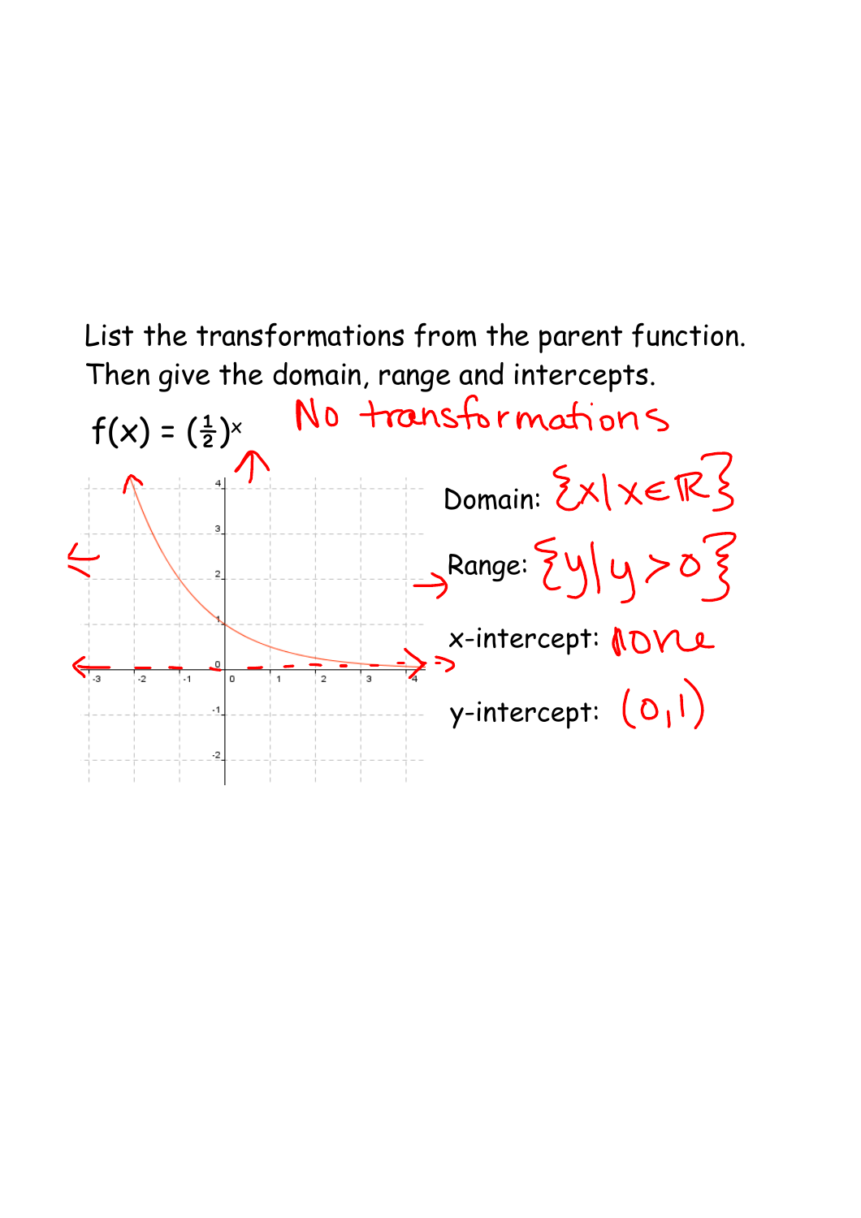List the transformations from the parent function. Then give the domain, range and intercepts.

$f(x) = (\frac{1}{2})^x$

No transformations

Domain: $\{x \mid x \in \mathbb{R}\}$

Range: $\{y \mid y > 0\}$

x-intercept: none

y-intercept: $(0, 1)$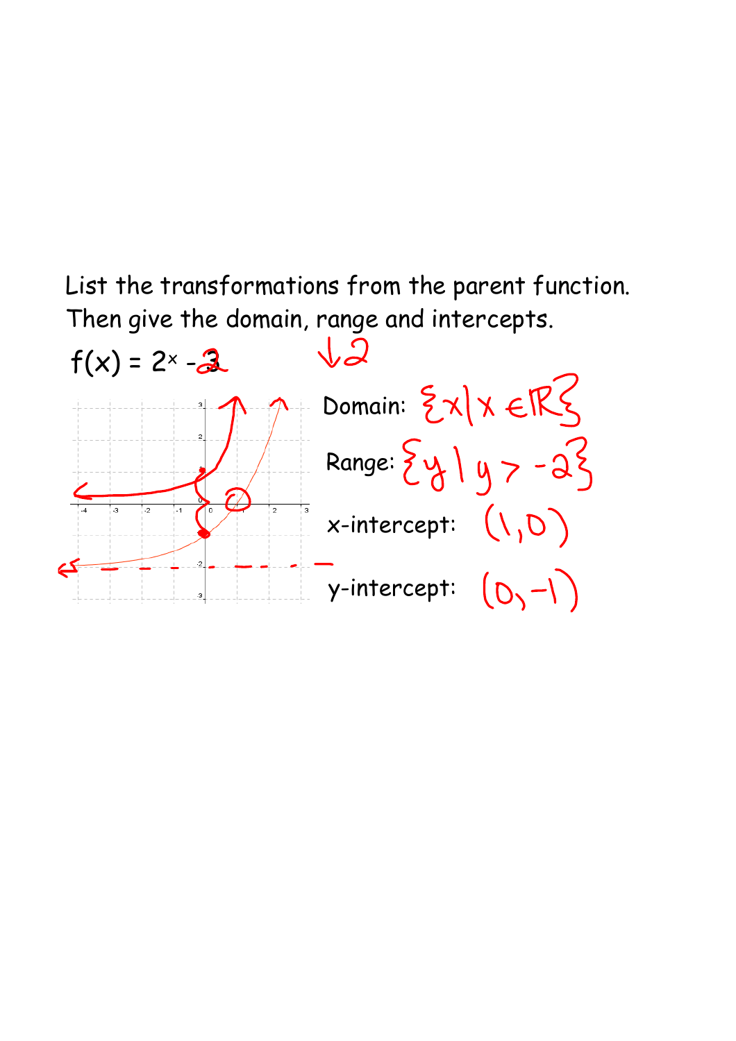List the transformations from the parent function.
Then give the domain, range and intercepts.

$f(x) = 2^x - 2$

$\downarrow 2$

Domain: $\{x \mid x \in \mathbb{R}\}$

Range: $\{y \mid y > -2\}$

x-intercept: $(1,0)$

y-intercept: $(0,-1)$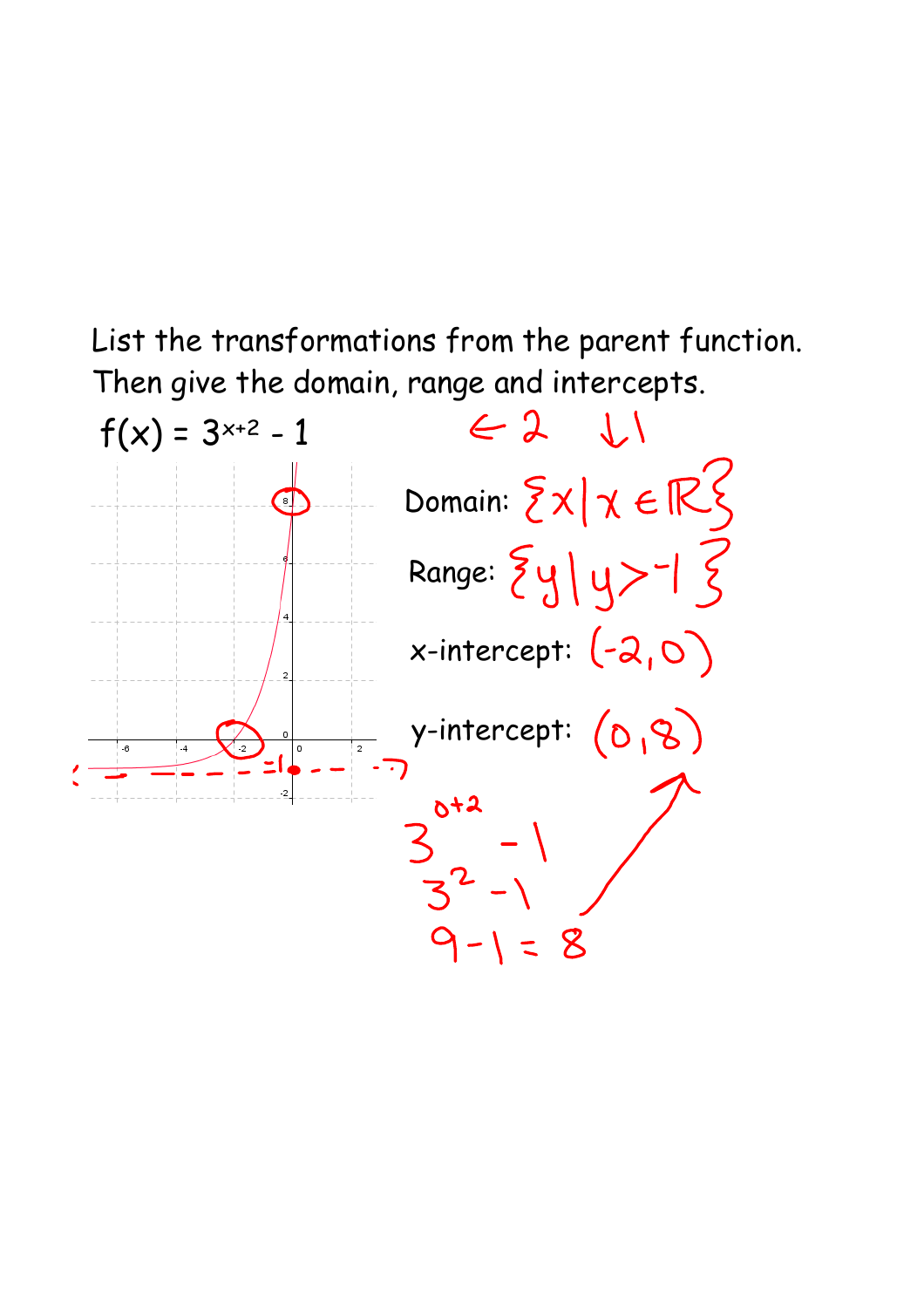List the transformations from the parent function. Then give the domain, range and intercepts.

$f(x) = 3^{x+2} - 1$

← 2 ↓1

Domain: $\{x \mid x \in \mathbb{R}\}$

Range: $\{y \mid y > -1\}$

x-intercept: $(-2, 0)$

y-intercept: $(0, 8)$

$3^{0+2} - 1$

$3^2 - 1$

$9 - 1 = 8$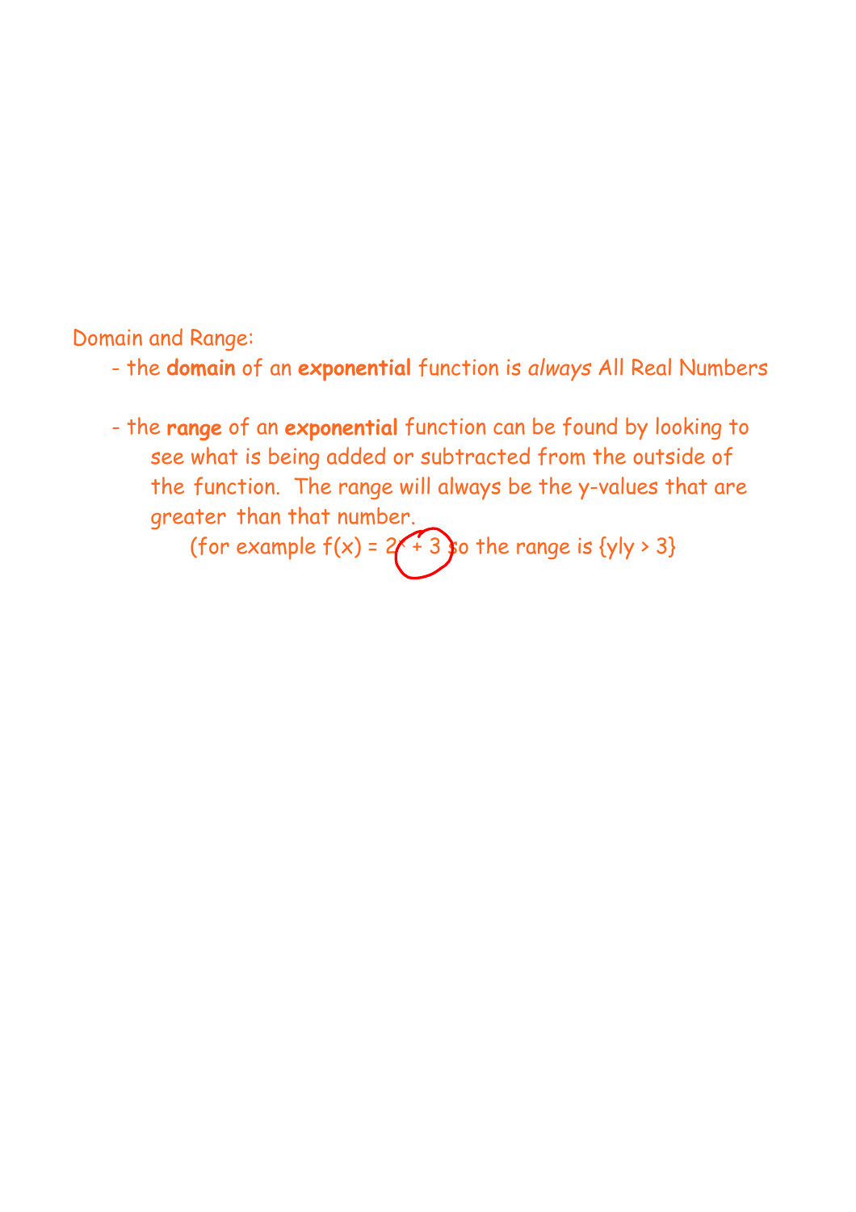Domain and Range:

- the **domain** of an **exponential** function is *always* All Real Numbers

- the **range** of an **exponential** function can be found by looking to see what is being added or subtracted from the outside of the function. The range will always be the y-values that are greater than that number.

  (for example $f(x) = 2^x + 3$ so the range is $\{y | y > 3\}$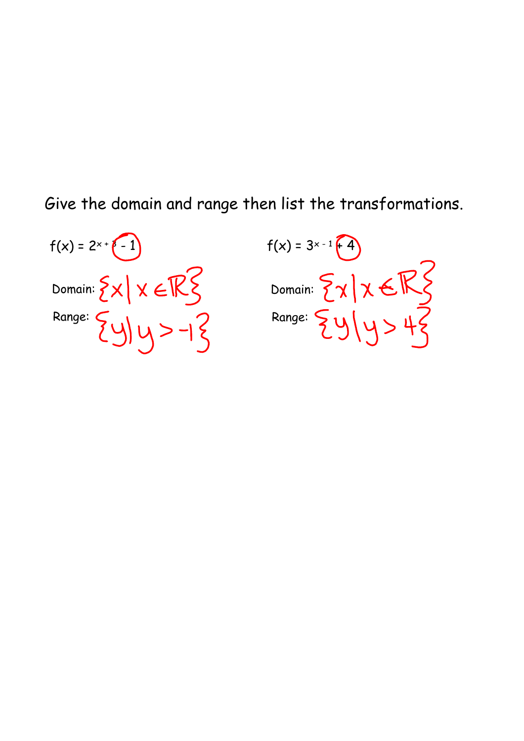Give the domain and range then list the transformations.

$f(x) = 2^{x+3} - 1$

Domain: $\{x \mid x \in \mathbb{R}\}$

Range: $\{y \mid y > -1\}$

$f(x) = 3^{x-1} + 4$

Domain: $\{x \mid x \in \mathbb{R}\}$

Range: $\{y \mid y > 4\}$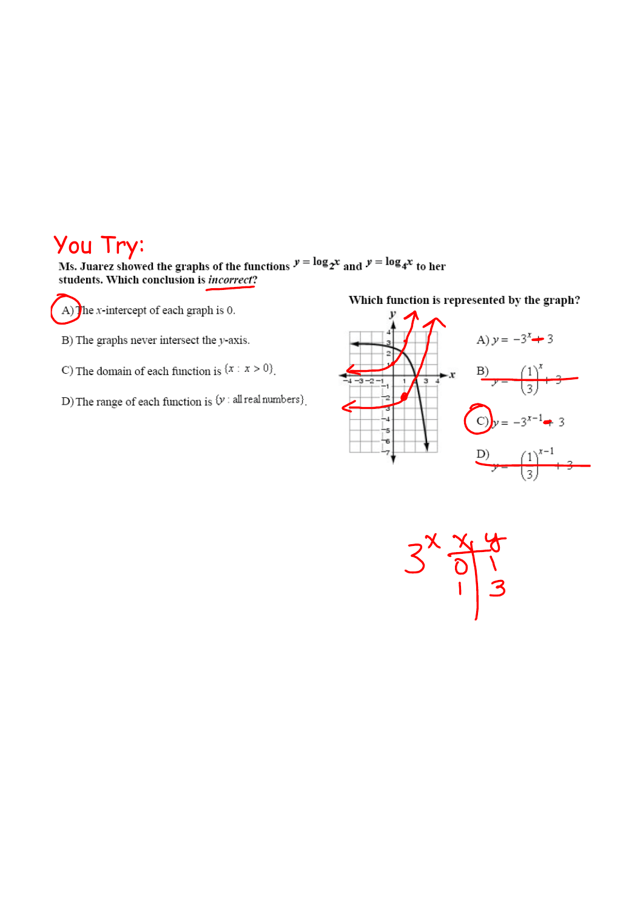# You Try:

Ms. Juarez showed the graphs of the functions $y = \log_2 x$ and $y = \log_4 x$ to her students. Which conclusion is *incorrect*?

A) The $x$-intercept of each graph is 0.

B) The graphs never intersect the $y$-axis.

C) The domain of each function is $\{x : x > 0\}$.

D) The range of each function is $\{y : \text{all real numbers}\}$.

Which function is represented by the graph?

A) $y = -3^x + 3$

B) $y = -\left(\frac{1}{3}\right)^x + 3$

C) $y = -3^{x-1} + 3$

D) $y = -\left(\frac{1}{3}\right)^{x-1} + 3$

$3^x$

| x | y |
|---|---|
| 0 | 1 |
| 1 | 3 |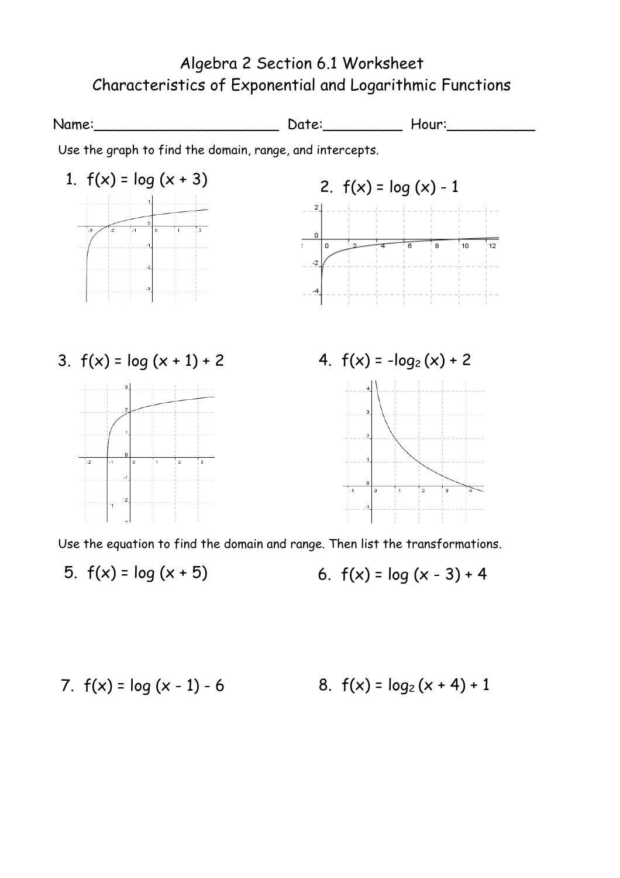# Algebra 2 Section 6.1 Worksheet
## Characteristics of Exponential and Logarithmic Functions

Name:______________________ Date:_________ Hour:__________

Use the graph to find the domain, range, and intercepts.

1. $f(x) = \log(x + 3)$

2. $f(x) = \log(x) - 1$

3. $f(x) = \log(x + 1) + 2$

4. $f(x) = -\log_2(x) + 2$

Use the equation to find the domain and range. Then list the transformations.

5. $f(x) = \log(x + 5)$

6. $f(x) = \log(x - 3) + 4$

7. $f(x) = \log(x - 1) - 6$

8. $f(x) = \log_2(x + 4) + 1$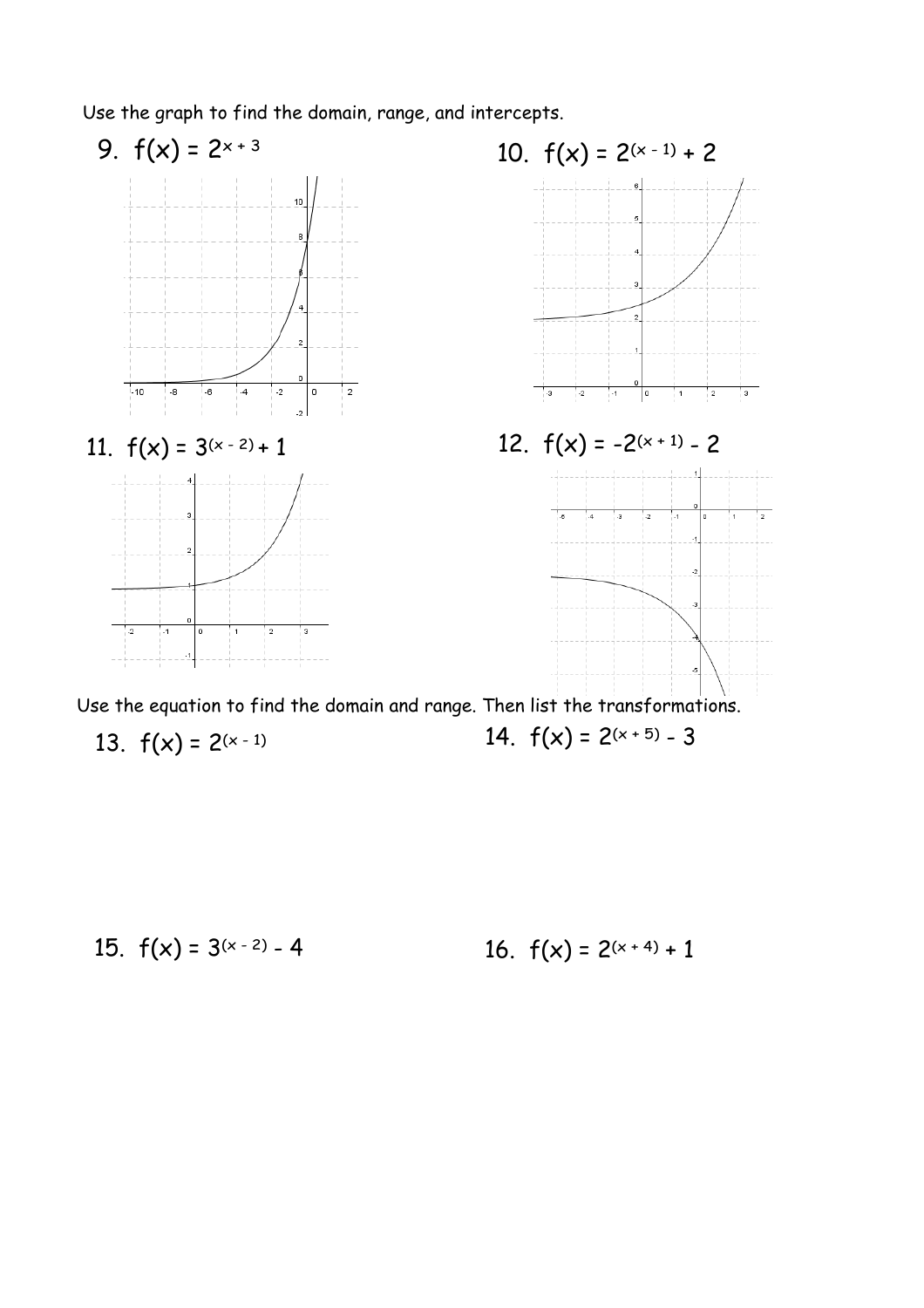Use the graph to find the domain, range, and intercepts.

9. $f(x) = 2^{x+3}$

-10
-8
-6
-4
-2
0
2
4
6
8
10
-2

10. $f(x) = 2^{(x-1)} + 2$

-3
-2
-1
0
1
2
3
4
5
6

11. $f(x) = 3^{(x-2)} + 1$

-2
-1
0
1
2
3
4
-1

12. $f(x) = -2^{(x+1)} - 2$

-6
-5
-4
-3
-2
-1
0
1
2
-1
-2
-3
-4
-5

Use the equation to find the domain and range. Then list the transformations.

13. $f(x) = 2^{(x-1)}$

14. $f(x) = 2^{(x+5)} - 3$

15. $f(x) = 3^{(x-2)} - 4$

16. $f(x) = 2^{(x+4)} + 1$